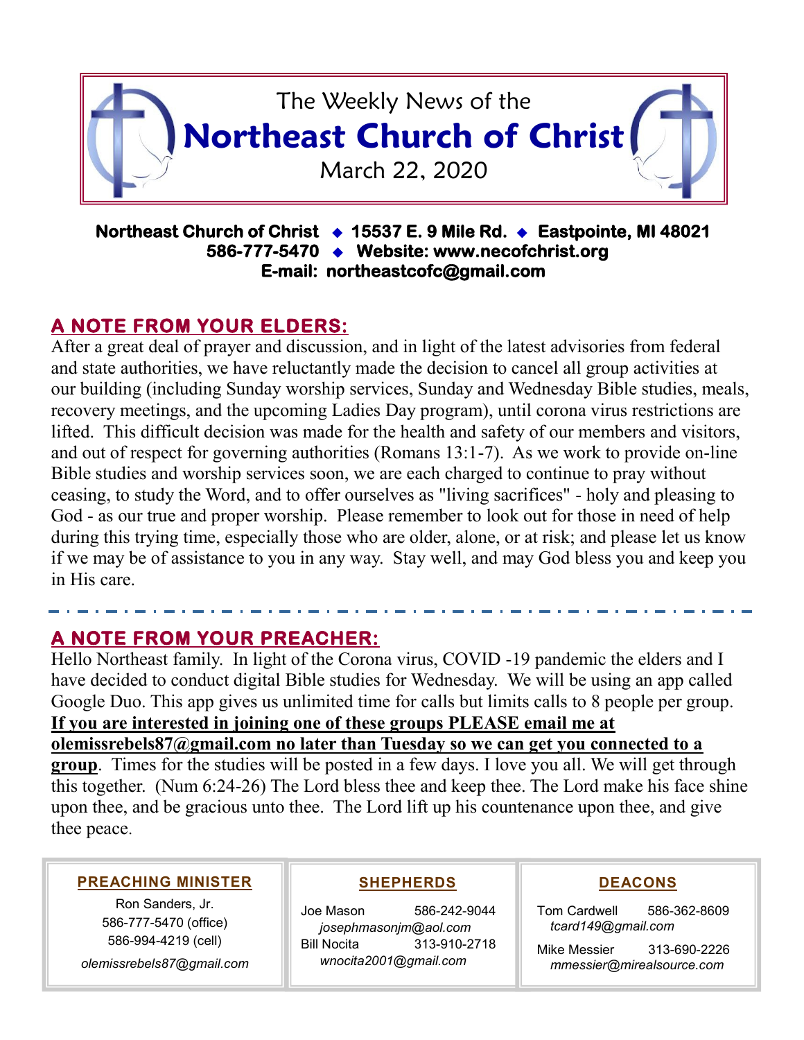# The Weekly News of the Northeast Church of Christ

March 22, 2020

**Northeast Church of Christ ◆ 15537 E. 9 Mile Rd. ◆ Eastpointe, MI 48021**
**586-777-5470 ◆ Website: www.necofchrist.org**
**E-mail: northeastcofc@gmail.com**

## A NOTE FROM YOUR ELDERS:

After a great deal of prayer and discussion, and in light of the latest advisories from federal and state authorities, we have reluctantly made the decision to cancel all group activities at our building (including Sunday worship services, Sunday and Wednesday Bible studies, meals, recovery meetings, and the upcoming Ladies Day program), until corona virus restrictions are lifted. This difficult decision was made for the health and safety of our members and visitors, and out of respect for governing authorities (Romans 13:1-7). As we work to provide on-line Bible studies and worship services soon, we are each charged to continue to pray without ceasing, to study the Word, and to offer ourselves as "living sacrifices" - holy and pleasing to God - as our true and proper worship. Please remember to look out for those in need of help during this trying time, especially those who are older, alone, or at risk; and please let us know if we may be of assistance to you in any way. Stay well, and may God bless you and keep you in His care.

## A NOTE FROM YOUR PREACHER:

Hello Northeast family. In light of the Corona virus, COVID -19 pandemic the elders and I have decided to conduct digital Bible studies for Wednesday. We will be using an app called Google Duo. This app gives us unlimited time for calls but limits calls to 8 people per group. **If you are interested in joining one of these groups PLEASE email me at olemissrebels87@gmail.com no later than Tuesday so we can get you connected to a group**. Times for the studies will be posted in a few days. I love you all. We will get through this together. (Num 6:24-26) The Lord bless thee and keep thee. The Lord make his face shine upon thee, and be gracious unto thee. The Lord lift up his countenance upon thee, and give thee peace.

### PREACHING MINISTER

Ron Sanders, Jr.
586-777-5470 (office)
586-994-4219 (cell)
*olemissrebels87@gmail.com*

### SHEPHERDS

Joe Mason 586-242-9044
*josephmasonjm@aol.com*
Bill Nocita 313-910-2718
*wnocita2001@gmail.com*

### DEACONS

Tom Cardwell 586-362-8609
*tcard149@gmail.com*
Mike Messier 313-690-2226
*mmessier@mirealsource.com*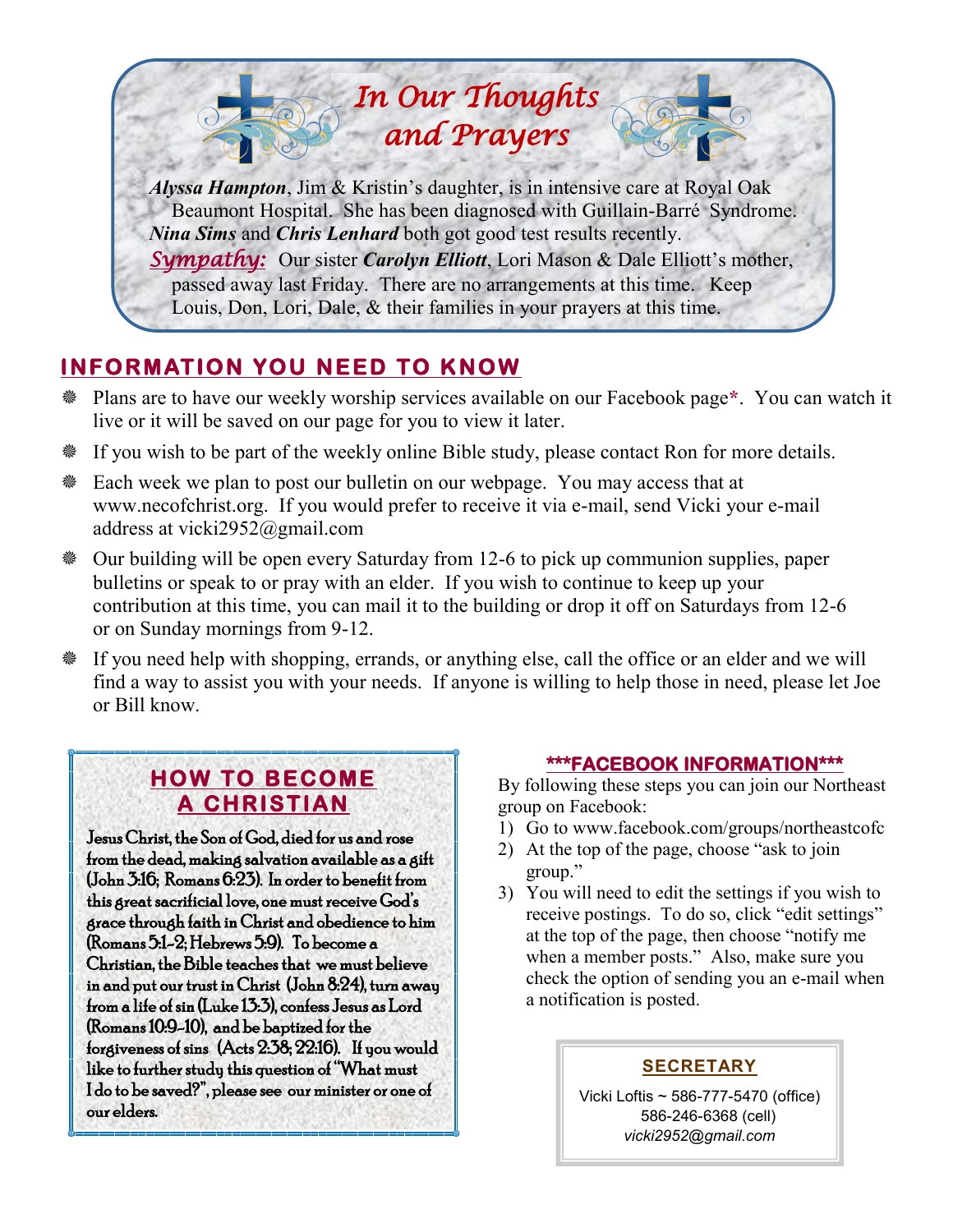## In Our Thoughts and Prayers

***Alyssa Hampton***, Jim & Kristin's daughter, is in intensive care at Royal Oak Beaumont Hospital. She has been diagnosed with Guillain-Barré Syndrome.

***Nina Sims*** and ***Chris Lenhard*** both got good test results recently.

***Sympathy:*** Our sister ***Carolyn Elliott***, Lori Mason & Dale Elliott's mother, passed away last Friday. There are no arrangements at this time. Keep Louis, Don, Lori, Dale, & their families in your prayers at this time.

## INFORMATION YOU NEED TO KNOW

- Plans are to have our weekly worship services available on our Facebook page*. You can watch it live or it will be saved on our page for you to view it later.
- If you wish to be part of the weekly online Bible study, please contact Ron for more details.
- Each week we plan to post our bulletin on our webpage. You may access that at www.necofchrist.org. If you would prefer to receive it via e-mail, send Vicki your e-mail address at vicki2952@gmail.com
- Our building will be open every Saturday from 12-6 to pick up communion supplies, paper bulletins or speak to or pray with an elder. If you wish to continue to keep up your contribution at this time, you can mail it to the building or drop it off on Saturdays from 12-6 or on Sunday mornings from 9-12.
- If you need help with shopping, errands, or anything else, call the office or an elder and we will find a way to assist you with your needs. If anyone is willing to help those in need, please let Joe or Bill know.

### HOW TO BECOME A CHRISTIAN

Jesus Christ, the Son of God, died for us and rose from the dead, making salvation available as a gift (John 3:16; Romans 6:23). In order to benefit from this great sacrificial love, one must receive God's grace through faith in Christ and obedience to him (Romans 5:1-2; Hebrews 5:9). To become a Christian, the Bible teaches that we must believe in and put our trust in Christ (John 8:24), turn away from a life of sin (Luke 13:3), confess Jesus as Lord (Romans 10:9-10), and be baptized for the forgiveness of sins (Acts 2:38; 22:16). If you would like to further study this question of "What must I do to be saved?", please see our minister or one of our elders.

### ***FACEBOOK INFORMATION***

By following these steps you can join our Northeast group on Facebook:

1) Go to www.facebook.com/groups/northeastcofc
2) At the top of the page, choose "ask to join group."
3) You will need to edit the settings if you wish to receive postings. To do so, click "edit settings" at the top of the page, then choose "notify me when a member posts." Also, make sure you check the option of sending you an e-mail when a notification is posted.

### SECRETARY

Vicki Loftis ~ 586-777-5470 (office)
586-246-6368 (cell)
*vicki2952@gmail.com*